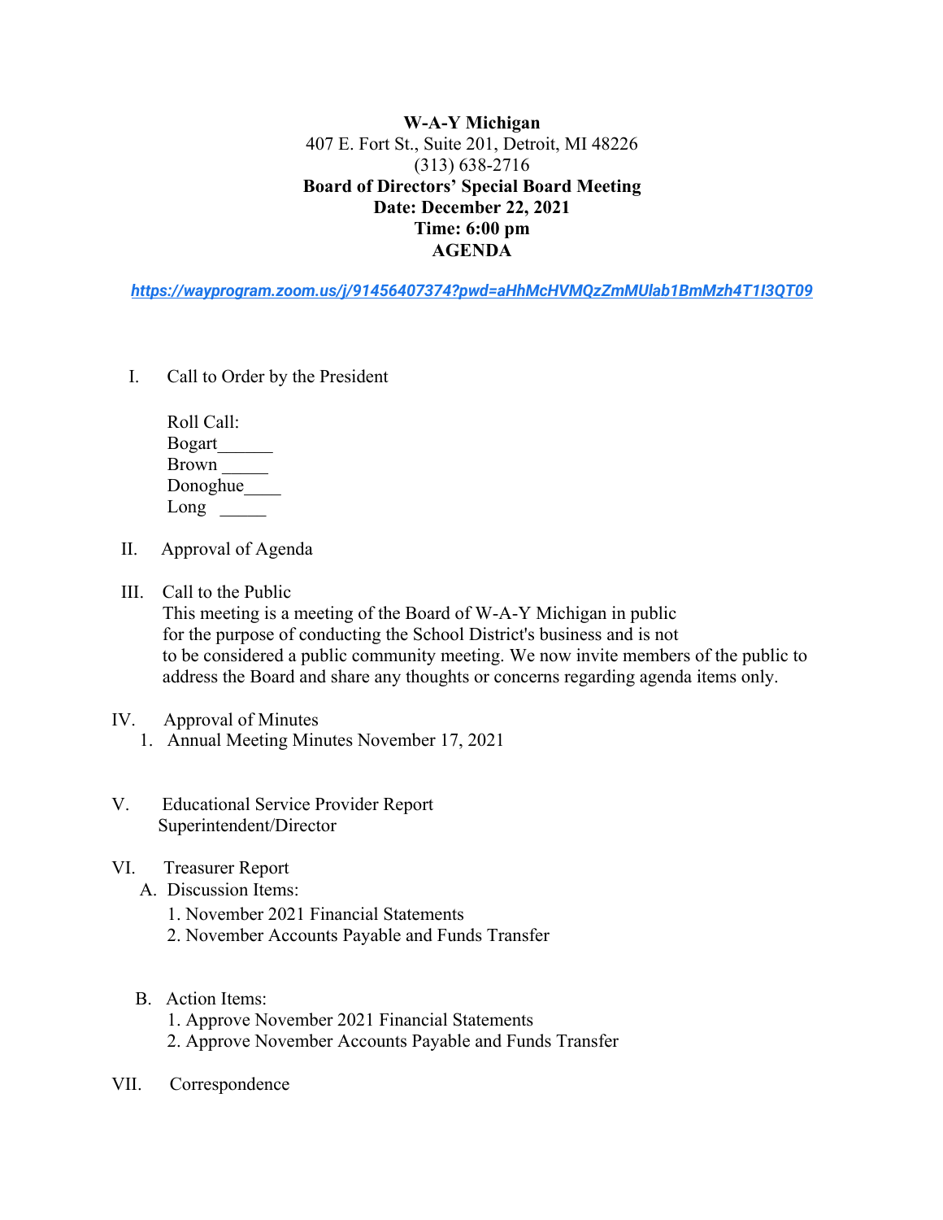**W-A-Y Michigan**
407 E. Fort St., Suite 201, Detroit, MI 48226
(313) 638-2716
**Board of Directors' Special Board Meeting**
**Date: December 22, 2021**
**Time: 6:00 pm**
**AGENDA**

*https://wayprogram.zoom.us/j/91456407374?pwd=aHhMcHVMQzZmMUlab1BmMzh4T1I3QT09*

I. Call to Order by the President

Roll Call:
Bogart______
Brown _____
Donoghue____
Long _____

II. Approval of Agenda

III. Call to the Public
This meeting is a meeting of the Board of W-A-Y Michigan in public for the purpose of conducting the School District's business and is not to be considered a public community meeting. We now invite members of the public to address the Board and share any thoughts or concerns regarding agenda items only.

IV. Approval of Minutes
1. Annual Meeting Minutes November 17, 2021

V. Educational Service Provider Report
Superintendent/Director

VI. Treasurer Report
A. Discussion Items:
1. November 2021 Financial Statements
2. November Accounts Payable and Funds Transfer

B. Action Items:
1. Approve November 2021 Financial Statements
2. Approve November Accounts Payable and Funds Transfer

VII. Correspondence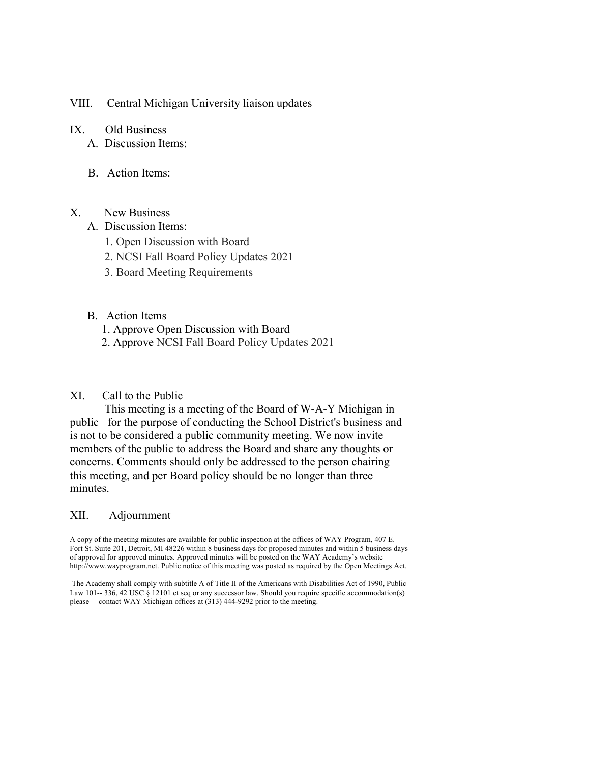VIII. Central Michigan University liaison updates

IX. Old Business

A. Discussion Items:

B. Action Items:

X. New Business

A. Discussion Items:

1. Open Discussion with Board
2. NCSI Fall Board Policy Updates 2021
3. Board Meeting Requirements

B. Action Items

1. Approve Open Discussion with Board
2. Approve NCSI Fall Board Policy Updates 2021

XI. Call to the Public

This meeting is a meeting of the Board of W-A-Y Michigan in public for the purpose of conducting the School District's business and is not to be considered a public community meeting. We now invite members of the public to address the Board and share any thoughts or concerns. Comments should only be addressed to the person chairing this meeting, and per Board policy should be no longer than three minutes.

XII. Adjournment

A copy of the meeting minutes are available for public inspection at the offices of WAY Program, 407 E. Fort St. Suite 201, Detroit, MI 48226 within 8 business days for proposed minutes and within 5 business days of approval for approved minutes. Approved minutes will be posted on the WAY Academy's website http://www.wayprogram.net. Public notice of this meeting was posted as required by the Open Meetings Act.

The Academy shall comply with subtitle A of Title II of the Americans with Disabilities Act of 1990, Public Law 101-- 336, 42 USC § 12101 et seq or any successor law. Should you require specific accommodation(s) please contact WAY Michigan offices at (313) 444-9292 prior to the meeting.